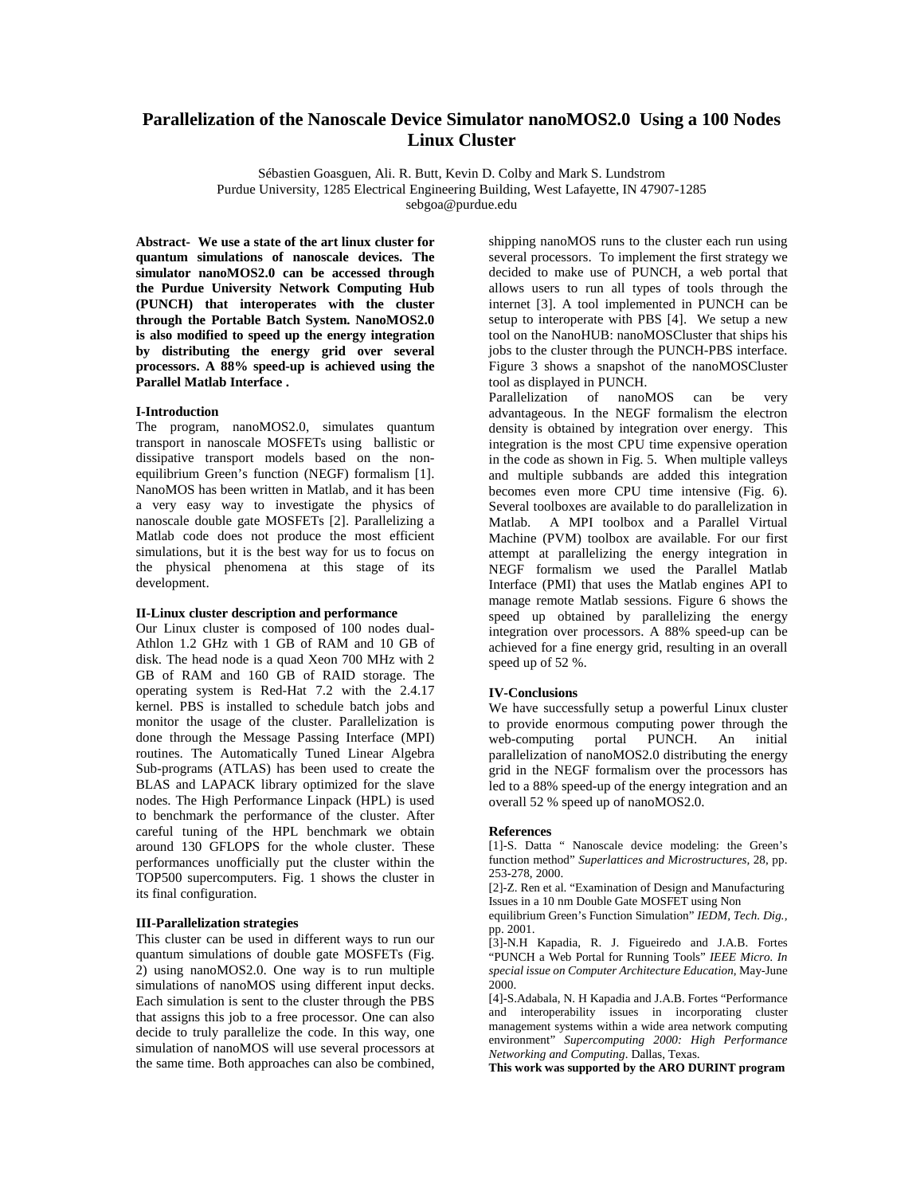# Parallelization of the Nanoscale Device Simulator nanoMOS2.0 Using a 100 Nodes Linux Cluster

Sébastien Goasguen, Ali. R. Butt, Kevin D. Colby and Mark S. Lundstrom
Purdue University, 1285 Electrical Engineering Building, West Lafayette, IN 47907-1285
sebgoa@purdue.edu

**Abstract- We use a state of the art linux cluster for quantum simulations of nanoscale devices. The simulator nanoMOS2.0 can be accessed through the Purdue University Network Computing Hub (PUNCH) that interoperates with the cluster through the Portable Batch System. NanoMOS2.0 is also modified to speed up the energy integration by distributing the energy grid over several processors. A 88% speed-up is achieved using the Parallel Matlab Interface .**

### I-Introduction

The program, nanoMOS2.0, simulates quantum transport in nanoscale MOSFETs using ballistic or dissipative transport models based on the non-equilibrium Green's function (NEGF) formalism [1]. NanoMOS has been written in Matlab, and it has been a very easy way to investigate the physics of nanoscale double gate MOSFETs [2]. Parallelizing a Matlab code does not produce the most efficient simulations, but it is the best way for us to focus on the physical phenomena at this stage of its development.

### II-Linux cluster description and performance

Our Linux cluster is composed of 100 nodes dual-Athlon 1.2 GHz with 1 GB of RAM and 10 GB of disk. The head node is a quad Xeon 700 MHz with 2 GB of RAM and 160 GB of RAID storage. The operating system is Red-Hat 7.2 with the 2.4.17 kernel. PBS is installed to schedule batch jobs and monitor the usage of the cluster. Parallelization is done through the Message Passing Interface (MPI) routines. The Automatically Tuned Linear Algebra Sub-programs (ATLAS) has been used to create the BLAS and LAPACK library optimized for the slave nodes. The High Performance Linpack (HPL) is used to benchmark the performance of the cluster. After careful tuning of the HPL benchmark we obtain around 130 GFLOPS for the whole cluster. These performances unofficially put the cluster within the TOP500 supercomputers. Fig. 1 shows the cluster in its final configuration.

### III-Parallelization strategies

This cluster can be used in different ways to run our quantum simulations of double gate MOSFETs (Fig. 2) using nanoMOS2.0. One way is to run multiple simulations of nanoMOS using different input decks. Each simulation is sent to the cluster through the PBS that assigns this job to a free processor. One can also decide to truly parallelize the code. In this way, one simulation of nanoMOS will use several processors at the same time. Both approaches can also be combined, shipping nanoMOS runs to the cluster each run using several processors. To implement the first strategy we decided to make use of PUNCH, a web portal that allows users to run all types of tools through the internet [3]. A tool implemented in PUNCH can be setup to interoperate with PBS [4]. We setup a new tool on the NanoHUB: nanoMOSCluster that ships his jobs to the cluster through the PUNCH-PBS interface. Figure 3 shows a snapshot of the nanoMOSCluster tool as displayed in PUNCH.

Parallelization of nanoMOS can be very advantageous. In the NEGF formalism the electron density is obtained by integration over energy. This integration is the most CPU time expensive operation in the code as shown in Fig. 5. When multiple valleys and multiple subbands are added this integration becomes even more CPU time intensive (Fig. 6). Several toolboxes are available to do parallelization in Matlab. A MPI toolbox and a Parallel Virtual Machine (PVM) toolbox are available. For our first attempt at parallelizing the energy integration in NEGF formalism we used the Parallel Matlab Interface (PMI) that uses the Matlab engines API to manage remote Matlab sessions. Figure 6 shows the speed up obtained by parallelizing the energy integration over processors. A 88% speed-up can be achieved for a fine energy grid, resulting in an overall speed up of 52 %.

### IV-Conclusions

We have successfully setup a powerful Linux cluster to provide enormous computing power through the web-computing portal PUNCH. An initial parallelization of nanoMOS2.0 distributing the energy grid in the NEGF formalism over the processors has led to a 88% speed-up of the energy integration and an overall 52 % speed up of nanoMOS2.0.

### References

[1]-S. Datta " Nanoscale device modeling: the Green's function method" *Superlattices and Microstructures*, 28, pp. 253-278, 2000.

[2]-Z. Ren et al. "Examination of Design and Manufacturing Issues in a 10 nm Double Gate MOSFET using Non equilibrium Green's Function Simulation" *IEDM, Tech. Dig.*, pp. 2001.

[3]-N.H Kapadia, R. J. Figueiredo and J.A.B. Fortes "PUNCH a Web Portal for Running Tools" *IEEE Micro. In special issue on Computer Architecture Education*, May-June 2000.

[4]-S.Adabala, N. H Kapadia and J.A.B. Fortes "Performance and interoperability issues in incorporating cluster management systems within a wide area network computing environment" *Supercomputing 2000: High Performance Networking and Computing*. Dallas, Texas.

**This work was supported by the ARO DURINT program**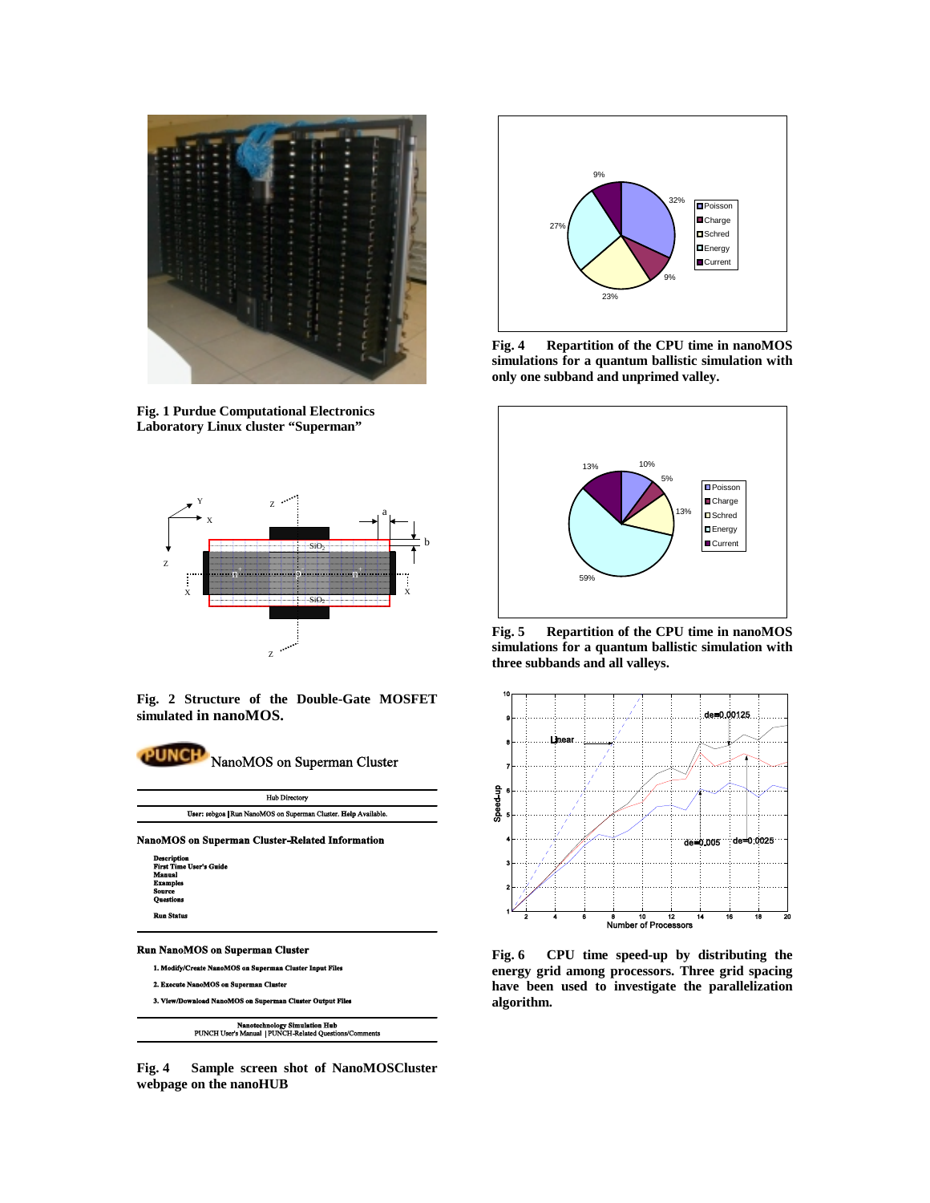Fig. 1 Purdue Computational Electronics Laboratory Linux cluster "Superman"

Y
X
Z
Z
a
b
$SiO_2$
$n^+$
p
$n^+$
$SiO_2$
X
X
Z

**Fig. 2 Structure of the Double-Gate MOSFET simulated in nanoMOS.**

PUNCH NanoMOS on Superman Cluster

Hub Directory

User: sebgoa | Run NanoMOS on Superman Cluster. Help Available.

NanoMOS on Superman Cluster-Related Information

Description
First Time User's Guide
Manual
Examples
Source
Questions

Run Status

Run NanoMOS on Superman Cluster

1. Modify/Create NanoMOS on Superman Cluster Input Files
2. Execute NanoMOS on Superman Cluster
3. View/Download NanoMOS on Superman Cluster Output Files

Nanotechnology Simulation Hub
PUNCH User's Manual | PUNCH-Related Questions/Comments

**Fig. 4 Sample screen shot of NanoMOSCluster webpage on the nanoHUB**

9%
32%
27%
9%
23%
Poisson
Charge
Schred
Energy
Current

**Fig. 4 Repartition of the CPU time in nanoMOS simulations for a quantum ballistic simulation with only one subband and unprimed valley.**

13%
10%
5%
13%
59%
Poisson
Charge
Schred
Energy
Current

**Fig. 5 Repartition of the CPU time in nanoMOS simulations for a quantum ballistic simulation with three subbands and all valleys.**

Speed-up
Number of Processors
Linear
de=0.00125
de=0.005
de=0.0025

**Fig. 6 CPU time speed-up by distributing the energy grid among processors. Three grid spacing have been used to investigate the parallelization algorithm.**